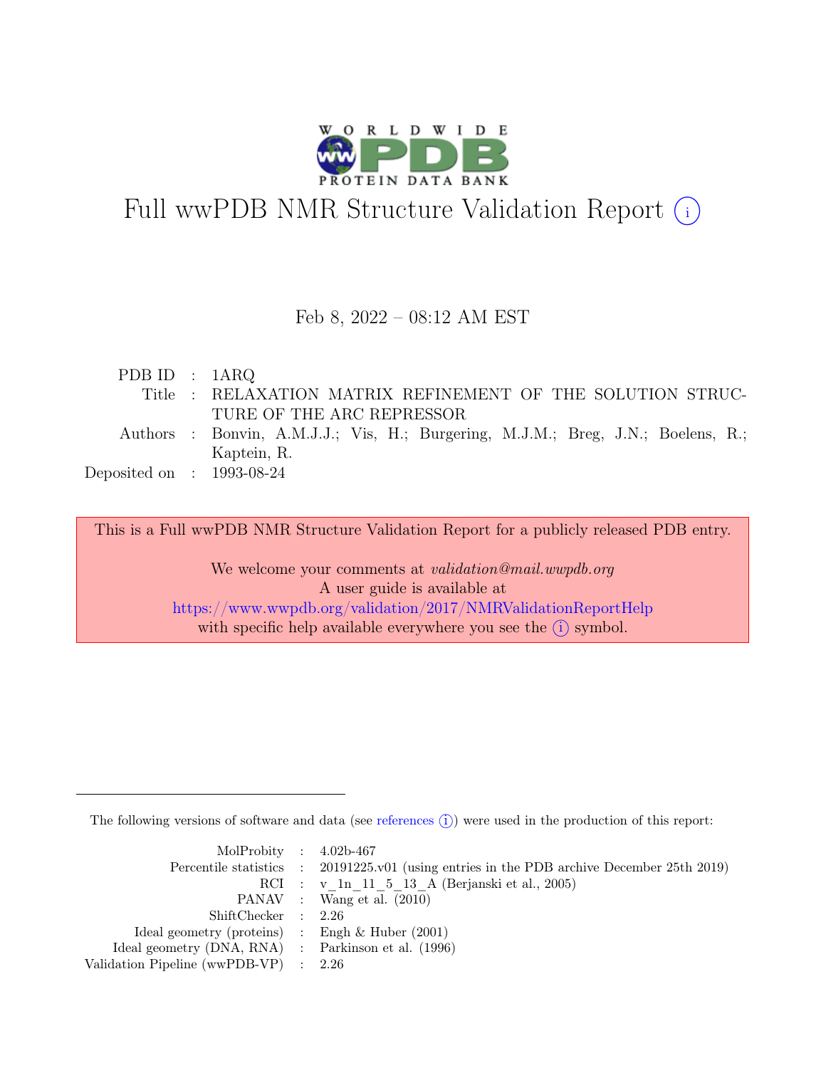# Full wwPDB NMR Structure Validation Report (i)

Feb 8, 2022 – 08:12 AM EST

| | | |
|---|---|---|
| PDB ID | : | 1ARQ |
| Title | : | RELAXATION MATRIX REFINEMENT OF THE SOLUTION STRUCTURE OF THE ARC REPRESSOR |
| Authors | : | Bonvin, A.M.J.J.; Vis, H.; Burgering, M.J.M.; Breg, J.N.; Boelens, R.; Kaptein, R. |
| Deposited on | : | 1993-08-24 |

This is a Full wwPDB NMR Structure Validation Report for a publicly released PDB entry.

We welcome your comments at *validation@mail.wwpdb.org*
A user guide is available at
https://www.wwpdb.org/validation/2017/NMRValidationReportHelp
with specific help available everywhere you see the (i) symbol.

---

The following versions of software and data (see references (i)) were used in the production of this report:

| | | |
|---|---|---|
| MolProbity | : | 4.02b-467 |
| Percentile statistics | : | 20191225.v01 (using entries in the PDB archive December 25th 2019) |
| RCI | : | v_1n_11_5_13_A (Berjanski et al., 2005) |
| PANAV | : | Wang et al. (2010) |
| ShiftChecker | : | 2.26 |
| Ideal geometry (proteins) | : | Engh & Huber (2001) |
| Ideal geometry (DNA, RNA) | : | Parkinson et al. (1996) |
| Validation Pipeline (wwPDB-VP) | : | 2.26 |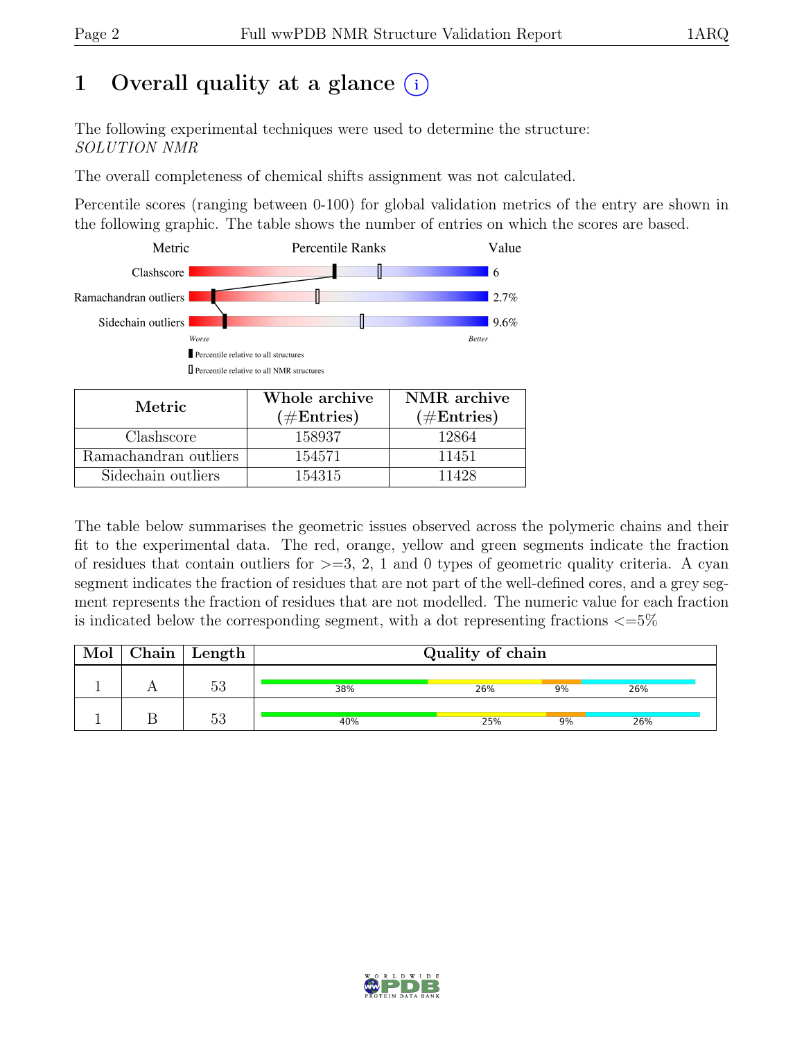# 1 Overall quality at a glance (i)

The following experimental techniques were used to determine the structure:
*SOLUTION NMR*

The overall completeness of chemical shifts assignment was not calculated.

Percentile scores (ranging between 0-100) for global validation metrics of the entry are shown in the following graphic. The table shows the number of entries on which the scores are based.

| Metric | Value |
| --- | --- |
| Clashscore | 6 |
| Ramachandran outliers | 2.7% |
| Sidechain outliers | 9.6% |

| Metric | Whole archive (#Entries) | NMR archive (#Entries) |
| --- | --- | --- |
| Clashscore | 158937 | 12864 |
| Ramachandran outliers | 154571 | 11451 |
| Sidechain outliers | 154315 | 11428 |

The table below summarises the geometric issues observed across the polymeric chains and their fit to the experimental data. The red, orange, yellow and green segments indicate the fraction of residues that contain outliers for >=3, 2, 1 and 0 types of geometric quality criteria. A cyan segment indicates the fraction of residues that are not part of the well-defined cores, and a grey segment represents the fraction of residues that are not modelled. The numeric value for each fraction is indicated below the corresponding segment, with a dot representing fractions <=5%

| Mol | Chain | Length | Quality of chain |
| --- | --- | --- | --- |
| 1 | A | 53 | 38% 26% 9% 26% |
| 1 | B | 53 | 40% 25% 9% 26% |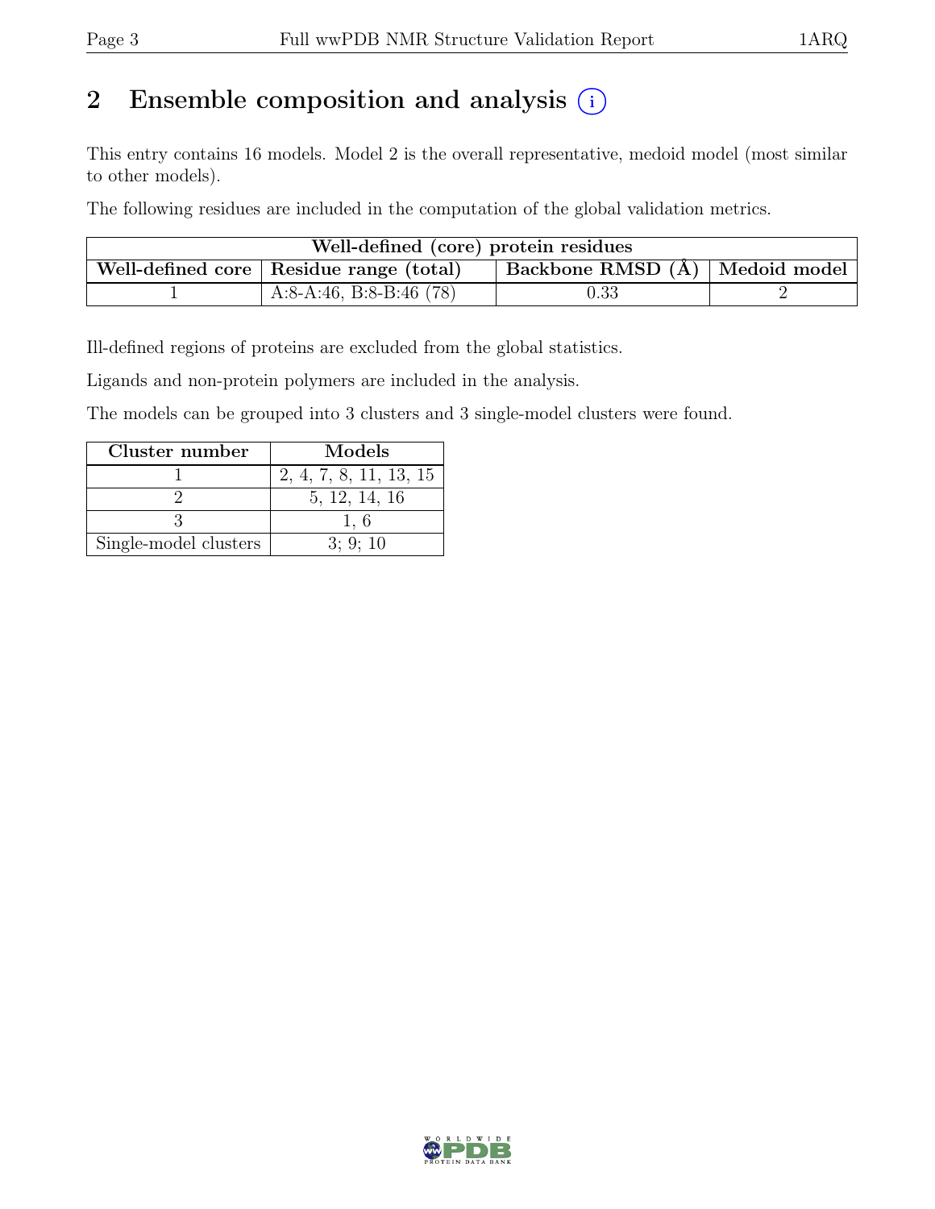## 2 Ensemble composition and analysis

This entry contains 16 models. Model 2 is the overall representative, medoid model (most similar to other models).

The following residues are included in the computation of the global validation metrics.

| Well-defined (core) protein residues | | | |
|---|---|---|---|
| Well-defined core | Residue range (total) | Backbone RMSD (Å) | Medoid model |
| 1 | A:8-A:46, B:8-B:46 (78) | 0.33 | 2 |

Ill-defined regions of proteins are excluded from the global statistics.

Ligands and non-protein polymers are included in the analysis.

The models can be grouped into 3 clusters and 3 single-model clusters were found.

| Cluster number | Models |
|---|---|
| 1 | 2, 4, 7, 8, 11, 13, 15 |
| 2 | 5, 12, 14, 16 |
| 3 | 1, 6 |
| Single-model clusters | 3; 9; 10 |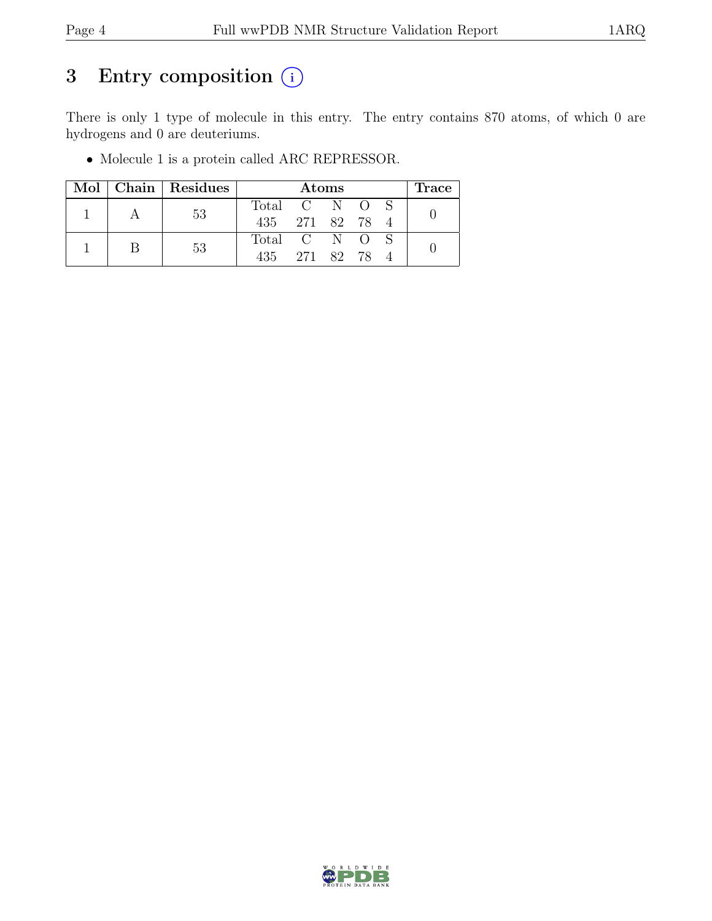# 3 Entry composition (i)

There is only 1 type of molecule in this entry. The entry contains 870 atoms, of which 0 are hydrogens and 0 are deuteriums.

- Molecule 1 is a protein called ARC REPRESSOR.

| Mol | Chain | Residues | Atoms | | | | | Trace |
|---|---|---|---|---|---|---|---|---|
| | | | Total | C | N | O | S | |
| 1 | A | 53 | 435 | 271 | 82 | 78 | 4 | 0 |
| 1 | B | 53 | 435 | 271 | 82 | 78 | 4 | 0 |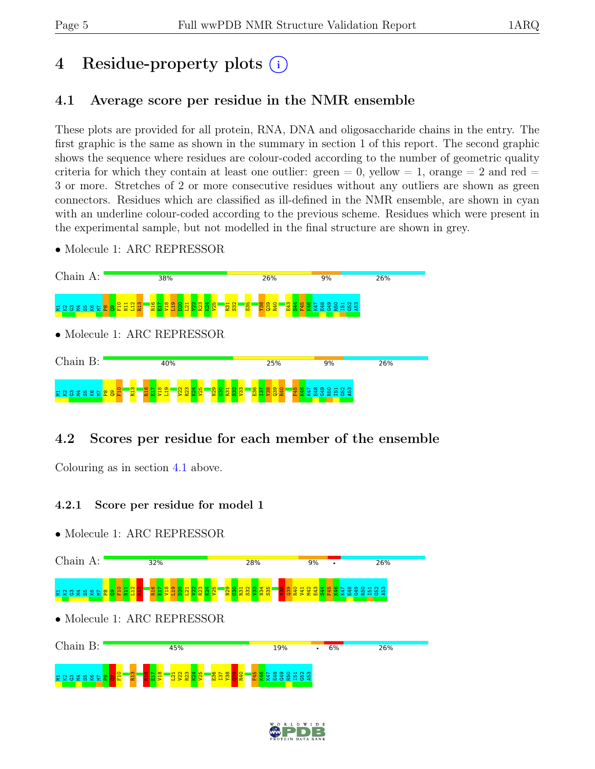# 4 Residue-property plots

## 4.1 Average score per residue in the NMR ensemble

These plots are provided for all protein, RNA, DNA and oligosaccharide chains in the entry. The first graphic is the same as shown in the summary in section 1 of this report. The second graphic shows the sequence where residues are colour-coded according to the number of geometric quality criteria for which they contain at least one outlier: green = 0, yellow = 1, orange = 2 and red = 3 or more. Stretches of 2 or more consecutive residues without any outliers are shown as green connectors. Residues which are classified as ill-defined in the NMR ensemble, are shown in cyan with an underline colour-coded according to the previous scheme. Residues which were present in the experimental sample, but not modelled in the final structure are shown in grey.

- Molecule 1: ARC REPRESSOR

Chain A: 38% 26% 9% 26%

M1 K2 G3 M4 S5 K6 M7 P8 Q9 F10 N11 L12 R13 R16 E17 V18 L19 D20 L21 V22 R23 K24 V25 R31 S32 S35 Y38 Q39 R40 E43 S44 F45 K46 K47 E48 G49 R50 I51 G52 A53

- Molecule 1: ARC REPRESSOR

Chain B: 40% 25% 9% 26%

M1 K2 G3 M4 S5 K6 M7 P8 Q9 F10 R13 R16 E17 V18 L19 V22 R23 K24 V25 V26 N29 G30 R31 S32 V33 E36 I37 Y38 Q39 R40 F45 K46 K47 E48 G49 R50 I51 G52 A53

## 4.2 Scores per residue for each member of the ensemble

Colouring as in section 4.1 above.

### 4.2.1 Score per residue for model 1

- Molecule 1: ARC REPRESSOR

Chain A: 32% 28% 9% • 26%

M1 K2 G3 M4 S5 K6 M7 P8 Q9 F10 N11 L12 R13 R16 E17 V18 L19 D20 L21 V22 R23 K24 V25 N29 G30 R31 S32 V33 N34 S35 Y38 Q39 R40 V41 M42 E43 S44 F45 K46 K47 E48 G49 R50 I51 G52 A53

- Molecule 1: ARC REPRESSOR

Chain B: 45% 19% • 6% 26%

M1 K2 G3 M4 S5 K6 M7 P8 Q9 F10 R13 R16 E17 V18 L21 V22 R23 K24 V25 E36 I37 Y38 Q39 R40 F45 K46 K47 E48 G49 R50 I51 G52 A53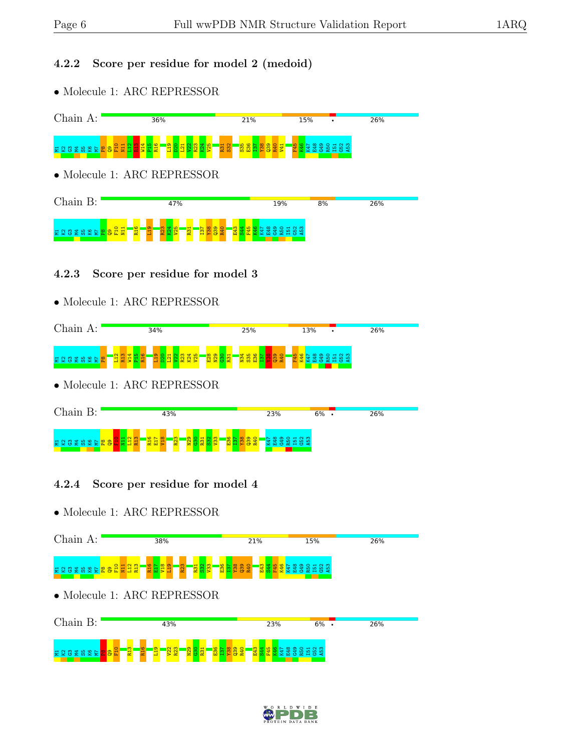### 4.2.2 Score per residue for model 2 (medoid)

- Molecule 1: ARC REPRESSOR

Chain A: 36% 21% 15% • 26%

M1 K2 G3 M4 S5 K6 M7 P8 Q9 F10 N11 L12 R13 W14 P15 R16 L19 D20 L21 V22 R23 K24 V25 R31 S32 S35 E36 I37 Y38 Q39 R40 V41 F45 K46 K47 E48 G49 R50 I51 G52 A53

- Molecule 1: ARC REPRESSOR

Chain B: 47% 19% 8% 26%

M1 K2 G3 M4 S5 K6 M7 P8 Q9 F10 N11 R16 L19 R23 K24 V25 R31 I37 Y38 Q39 R40 E43 S44 F45 K46 K47 E48 G49 R50 I51 G52 A53

### 4.2.3 Score per residue for model 3

- Molecule 1: ARC REPRESSOR

Chain A: 34% 25% 13% • 26%

M1 K2 G3 M4 S5 K6 M7 P8 L12 R13 W14 P15 R16 L19 D20 L21 V22 R23 K24 V25 E28 N29 G30 R31 N34 S35 E36 I37 Y38 Q39 R40 F45 K46 K47 E48 G49 R50 I51 G52 A53

- Molecule 1: ARC REPRESSOR

Chain B: 43% 23% 6% • 26%

M1 K2 G3 M4 S5 K6 M7 P8 Q9 F10 N11 L12 R13 R16 E17 V18 R23 N29 G30 R31 S32 V33 E36 I37 Y38 Q39 R40 K47 E48 G49 R50 I51 G52 A53

### 4.2.4 Score per residue for model 4

- Molecule 1: ARC REPRESSOR

Chain A: 38% 21% 15% 26%

M1 K2 G3 M4 S5 K6 M7 P8 Q9 F10 N11 L12 R13 R16 E17 V18 L19 R23 R31 S32 V33 E36 I37 Y38 Q39 R40 E43 S44 F45 K46 K47 E48 G49 R50 I51 G52 A53

- Molecule 1: ARC REPRESSOR

Chain B: 43% 23% 6% • 26%

M1 K2 G3 M4 S5 K6 M7 P8 Q9 F10 R13 R16 L19 V22 R23 N29 G30 R31 E36 I37 Y38 Q39 R40 E43 S44 F45 K46 K47 E48 G49 R50 I51 G52 A53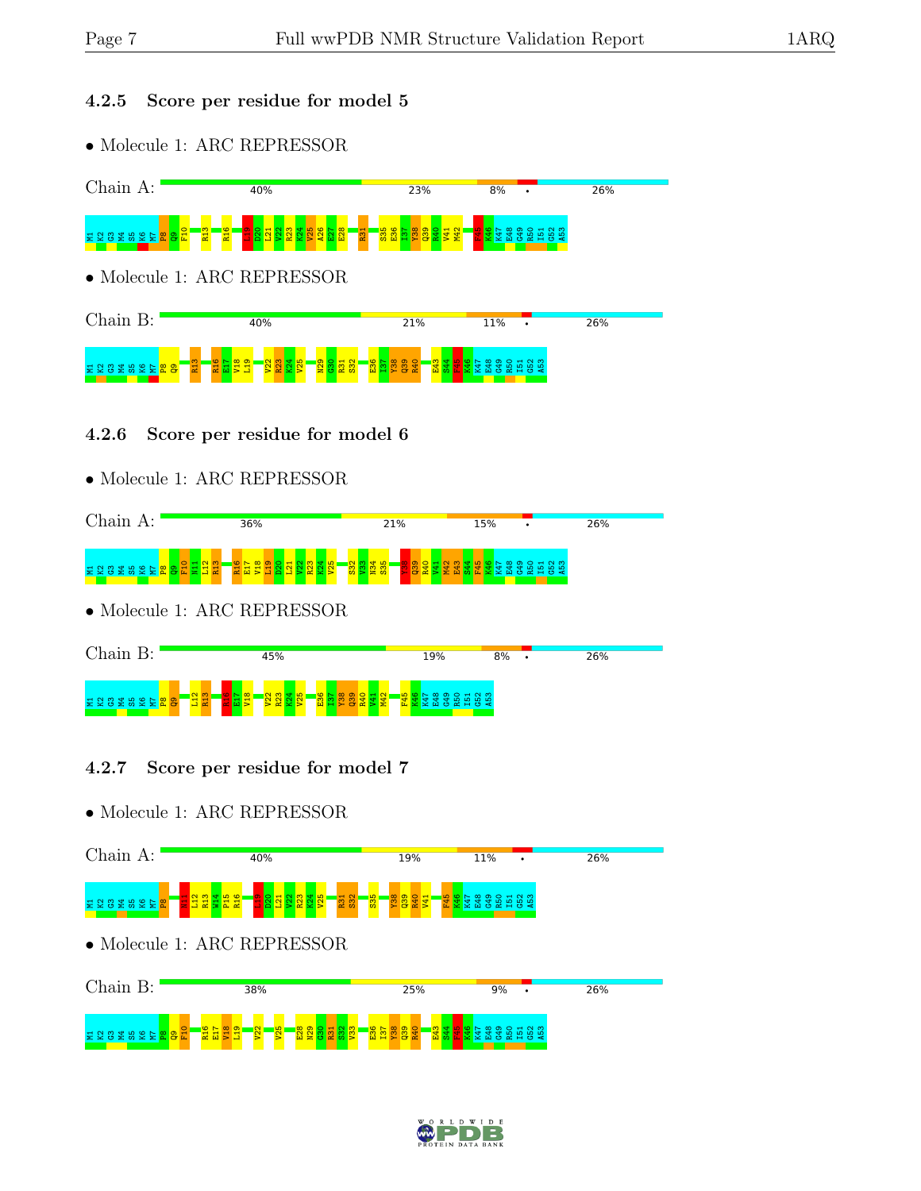### 4.2.5 Score per residue for model 5

- Molecule 1: ARC REPRESSOR

Chain A: 40% | 23% | 8% | • | 26%

M1 K2 G3 M4 S5 K6 M7 P8 Q9 F10 R13 R16 L19 D20 L21 V22 R23 K24 V25 A26 E27 E28 R31 S35 E36 I37 Y38 Q39 R40 V41 M42 F45 K46 K47 E48 G49 R50 I51 G52 A53

- Molecule 1: ARC REPRESSOR

Chain B: 40% | 21% | 11% | • | 26%

M1 K2 G3 M4 S5 K6 M7 P8 Q9 R13 R16 E17 V18 L19 V22 R23 K24 V25 N29 G30 R31 S32 E36 I37 Y38 Q39 R40 E43 S44 F45 K46 K47 E48 G49 R50 I51 G52 A53

### 4.2.6 Score per residue for model 6

- Molecule 1: ARC REPRESSOR

Chain A: 36% | 21% | 15% | • | 26%

M1 K2 G3 M4 S5 K6 M7 P8 Q9 F10 N11 L12 R13 R16 E17 V18 L19 D20 L21 V22 R23 K24 V25 S32 V33 N34 S35 Y38 Q39 R40 V41 M42 E43 S44 F45 K46 K47 E48 G49 R50 I51 G52 A53

- Molecule 1: ARC REPRESSOR

Chain B: 45% | 19% | 8% | • | 26%

M1 K2 G3 M4 S5 K6 M7 P8 Q9 L12 R13 R16 E17 V18 V22 R23 K24 V25 E36 I37 Y38 Q39 R40 V41 M42 F45 K46 K47 E48 G49 R50 I51 G52 A53

### 4.2.7 Score per residue for model 7

- Molecule 1: ARC REPRESSOR

Chain A: 40% | 19% | 11% | • | 26%

M1 K2 G3 M4 S5 K6 M7 P8 N11 L12 R13 W14 P15 R16 L19 D20 L21 V22 R23 K24 V25 R31 S32 S35 Y38 Q39 R40 V41 F45 K46 K47 E48 G49 R50 I51 G52 A53

- Molecule 1: ARC REPRESSOR

Chain B: 38% | 25% | 9% | • | 26%

M1 K2 G3 M4 S5 K6 M7 P8 Q9 F10 R16 E17 V18 L19 V22 V25 E28 N29 G30 R31 S32 V33 E36 I37 Y38 Q39 R40 E43 S44 F45 K46 K47 E48 G49 R50 I51 G52 A53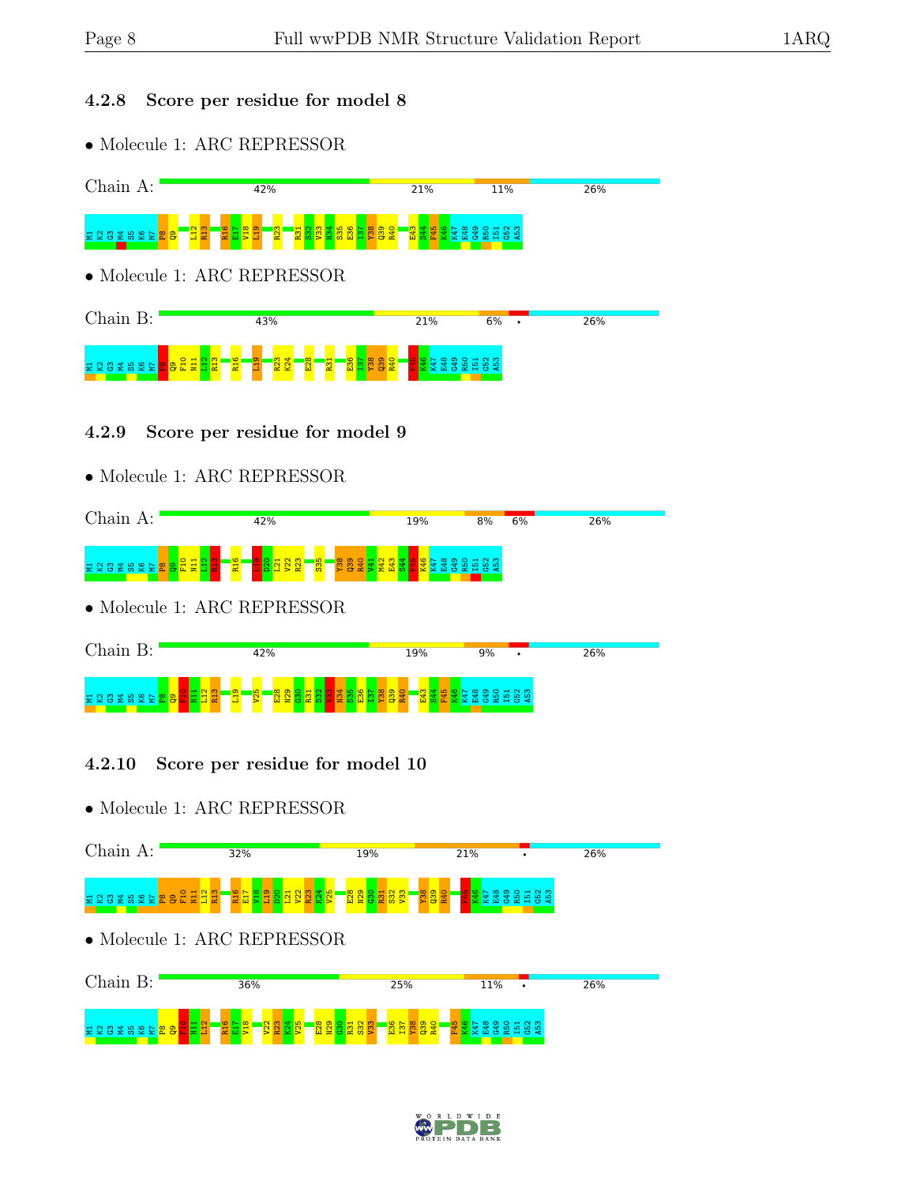### 4.2.8 Score per residue for model 8

- Molecule 1: ARC REPRESSOR

Chain A: 42% | 21% | 11% | 26%

M1 K2 G3 M4 S5 K6 M7 P8 Q9 L12 R13 R16 E17 V18 L19 R23 R31 S32 V33 N34 S35 E36 I37 Y38 Q39 R40 E43 S44 F45 K46 K47 E48 G49 R50 I51 G52 A53

- Molecule 1: ARC REPRESSOR

Chain B: 43% | 21% | 6% | • | 26%

M1 K2 G3 M4 S5 K6 M7 P8 Q9 F10 N11 L12 R13 R16 L19 R23 K24 E28 R31 E36 I37 Y38 Q39 R40 F45 K46 K47 E48 G49 R50 I51 G52 A53

### 4.2.9 Score per residue for model 9

- Molecule 1: ARC REPRESSOR

Chain A: 42% | 19% | 8% | 6% | 26%

M1 K2 G3 M4 S5 K6 M7 P8 Q9 F10 N11 L12 R13 R16 L19 D20 L21 V22 R23 S35 Y38 Q39 R40 V41 M42 E43 S44 F45 K46 K47 E48 G49 R50 I51 G52 A53

- Molecule 1: ARC REPRESSOR

Chain B: 42% | 19% | 9% | • | 26%

M1 K2 G3 M4 S5 K6 M7 P8 Q9 F10 N11 L12 R13 L19 V25 E28 N29 G30 R31 S32 V33 N34 S35 E36 I37 Y38 Q39 R40 E43 S44 F45 K46 K47 E48 G49 R50 I51 G52 A53

### 4.2.10 Score per residue for model 10

- Molecule 1: ARC REPRESSOR

Chain A: 32% | 19% | 21% | • | 26%

M1 K2 G3 M4 S5 K6 M7 P8 Q9 F10 N11 L12 R13 R16 E17 V18 L19 D20 L21 V22 R23 K24 V25 E28 N29 G30 R31 S32 V33 Y38 Q39 R40 F45 K46 K47 E48 G49 R50 I51 G52 A53

- Molecule 1: ARC REPRESSOR

Chain B: 36% | 25% | 11% | • | 26%

M1 K2 G3 M4 S5 K6 M7 P8 Q9 F10 N11 L12 R16 E17 V18 V22 R23 K24 V25 E28 N29 G30 R31 S32 V33 E36 I37 Y38 Q39 R40 F45 K46 K47 E48 G49 R50 I51 G52 A53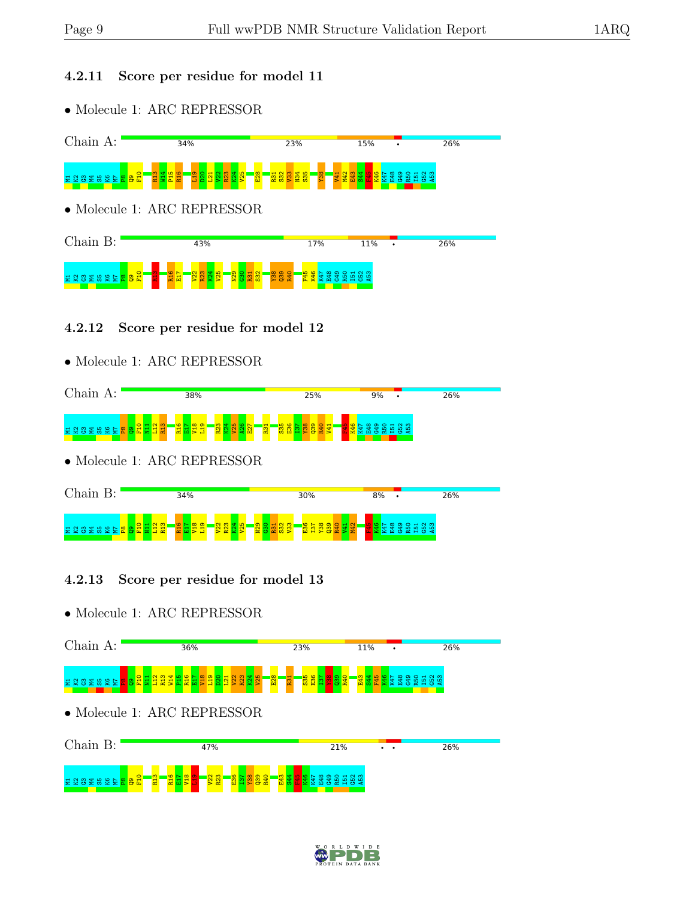### 4.2.11 Score per residue for model 11

- Molecule 1: ARC REPRESSOR

Chain A: 34% | 23% | 15% | • | 26%

M1 K2 G3 M4 S5 K6 M7 P8 Q9 F10 R13 W14 P15 R16 L19 D20 L21 V22 R23 K24 V25 E28 R31 S32 V33 N34 S35 Y38 V41 M42 E43 S44 F45 K46 K47 E48 G49 R50 I51 G52 A53

- Molecule 1: ARC REPRESSOR

Chain B: 43% | 17% | 11% | • | 26%

M1 K2 G3 M4 S5 K6 M7 P8 Q9 F10 R13 R16 E17 V22 R23 K24 V25 N29 G30 R31 S32 Y38 Q39 R40 F45 K46 K47 E48 G49 R50 I51 G52 A53

### 4.2.12 Score per residue for model 12

- Molecule 1: ARC REPRESSOR

Chain A: 38% | 25% | 9% | • | 26%

M1 K2 G3 M4 S5 K6 M7 P8 Q9 F10 N11 L12 R13 R16 E17 V18 L19 R23 K24 V25 A26 E27 R31 S35 E36 I37 Y38 Q39 R40 V41 F45 K46 K47 E48 G49 R50 I51 G52 A53

- Molecule 1: ARC REPRESSOR

Chain B: 34% | 30% | 8% | • | 26%

M1 K2 G3 M4 S5 K6 M7 P8 Q9 F10 N11 L12 R13 R16 E17 V18 L19 V22 R23 K24 V25 N29 G30 R31 S32 V33 E36 I37 Y38 Q39 R40 V41 M42 F45 K46 K47 E48 G49 R50 I51 G52 A53

### 4.2.13 Score per residue for model 13

- Molecule 1: ARC REPRESSOR

Chain A: 36% | 23% | 11% | • | 26%

M1 K2 G3 M4 S5 K6 M7 P8 Q9 F10 N11 L12 R13 W14 P15 R16 E17 V18 L19 D20 L21 V22 R23 K24 V25 E28 R31 S35 E36 I37 Y38 Q39 R40 E43 S44 F45 K46 K47 E48 G49 R50 I51 G52 A53

- Molecule 1: ARC REPRESSOR

Chain B: 47% | 21% | • • | 26%

M1 K2 G3 M4 S5 K6 M7 P8 Q9 F10 R13 R16 E17 V18 L19 V22 R23 E36 I37 Y38 Q39 R40 E43 S44 F45 K46 K47 E48 G49 R50 I51 G52 A53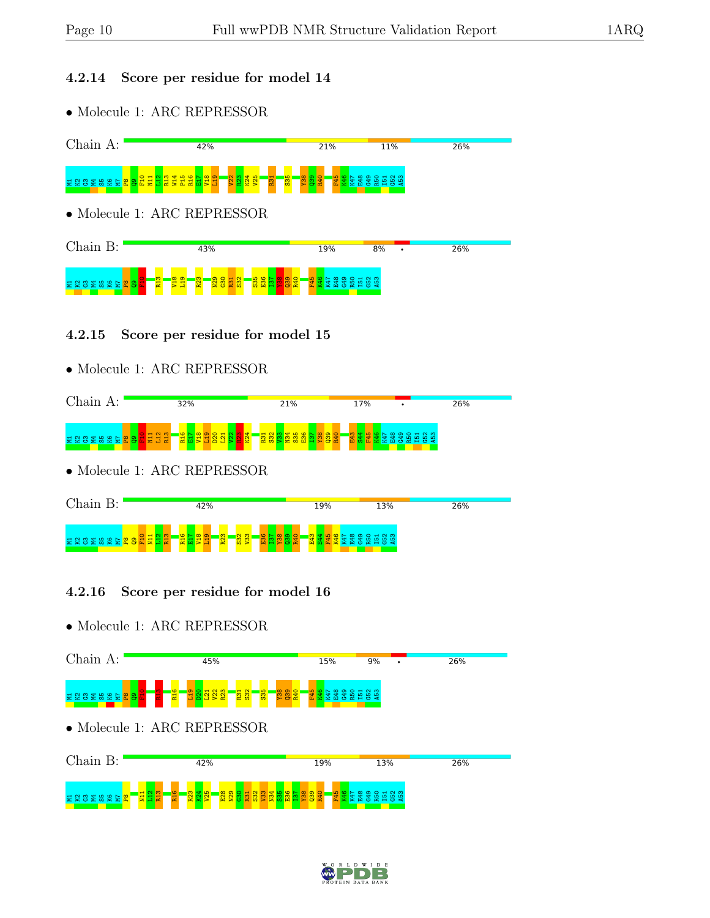### 4.2.14 Score per residue for model 14

- Molecule 1: ARC REPRESSOR

Chain A: 42% 21% 11% 26%

M1 K2 G3 M4 S5 K6 M7 P8 Q9 F10 N11 L12 R13 W14 P15 R16 E17 V18 L19 V22 R23 K24 V25 R31 S35 Y38 Q39 R40 F45 K46 K47 E48 G49 R50 I51 G52 A53

- Molecule 1: ARC REPRESSOR

Chain B: 43% 19% 8% • 26%

M1 K2 G3 M4 S5 K6 M7 P8 Q9 F10 R13 V18 L19 R23 N29 G30 R31 S32 S35 E36 I37 Y38 Q39 R40 F45 K46 K47 E48 G49 R50 I51 G52 A53

### 4.2.15 Score per residue for model 15

- Molecule 1: ARC REPRESSOR

Chain A: 32% 21% 17% • 26%

M1 K2 G3 M4 S5 K6 M7 P8 Q9 F10 N11 L12 R13 R16 E17 V18 L19 D20 L21 V22 R23 K24 R31 S32 V33 N34 S35 E36 I37 Y38 Q39 R40 E43 S44 F45 K46 K47 E48 G49 R50 I51 G52 A53

- Molecule 1: ARC REPRESSOR

Chain B: 42% 19% 13% 26%

M1 K2 G3 M4 S5 K6 M7 P8 Q9 F10 N11 L12 R13 R16 E17 V18 L19 R23 S32 V33 E36 I37 Y38 Q39 R40 E43 S44 F45 K46 K47 E48 G49 R50 I51 G52 A53

### 4.2.16 Score per residue for model 16

- Molecule 1: ARC REPRESSOR

Chain A: 45% 15% 9% • 26%

M1 K2 G3 M4 S5 K6 M7 P8 Q9 F10 K13 R16 L19 D20 L21 V22 R23 R31 S32 S35 Y38 Q39 R40 F45 K46 K47 E48 G49 R50 I51 G52 A53

- Molecule 1: ARC REPRESSOR

Chain B: 42% 19% 13% 26%

M1 K2 G3 M4 S5 K6 M7 P8 N11 L12 R13 R16 R23 K24 V25 E28 N29 G30 R31 S32 V33 N34 S35 E36 I37 Y38 Q39 R40 F45 K46 K47 E48 G49 R50 I51 G52 A53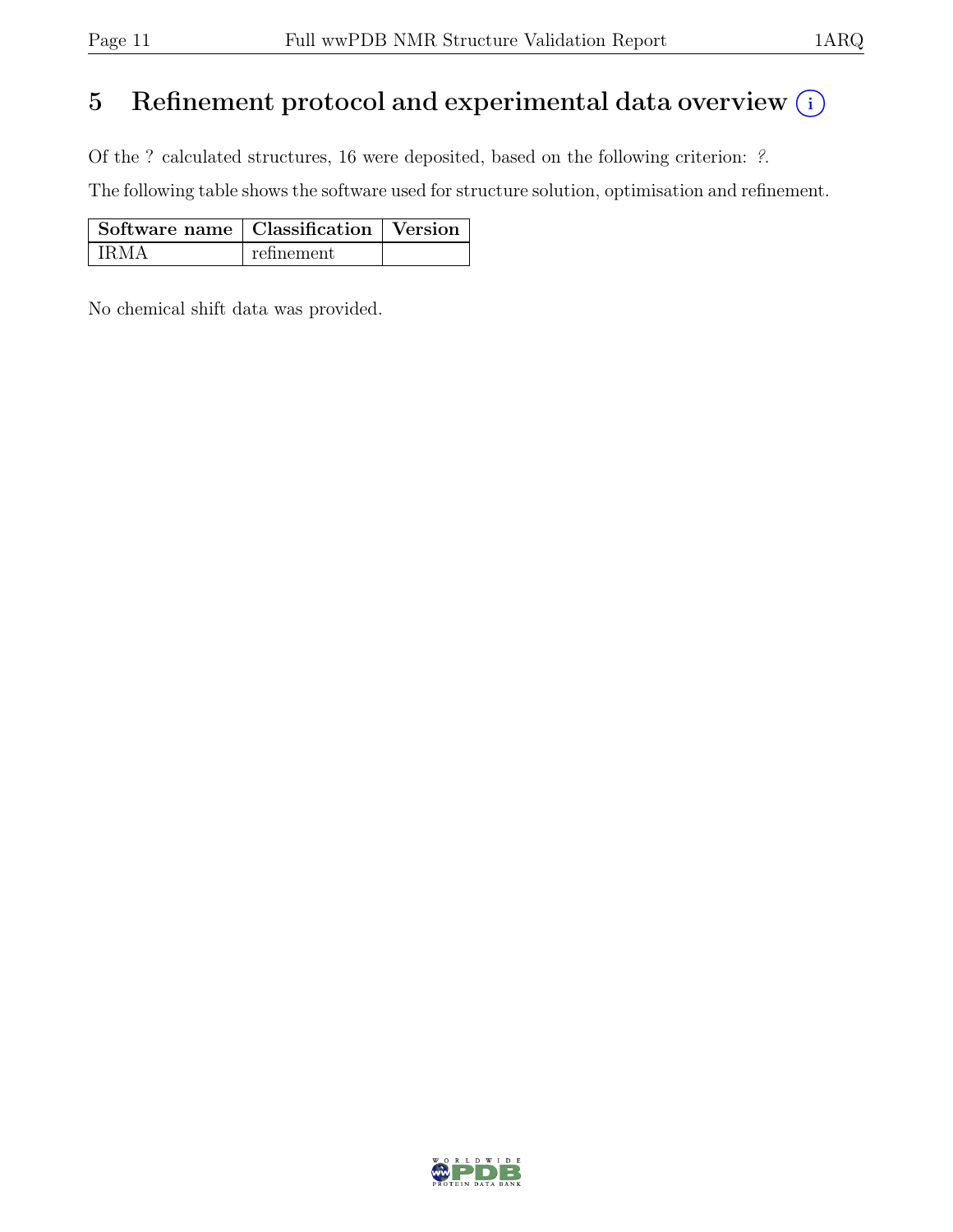# 5 Refinement protocol and experimental data overview (i)

Of the ? calculated structures, 16 were deposited, based on the following criterion: *?*.

The following table shows the software used for structure solution, optimisation and refinement.

| Software name | Classification | Version |
|---|---|---|
| IRMA | refinement | |

No chemical shift data was provided.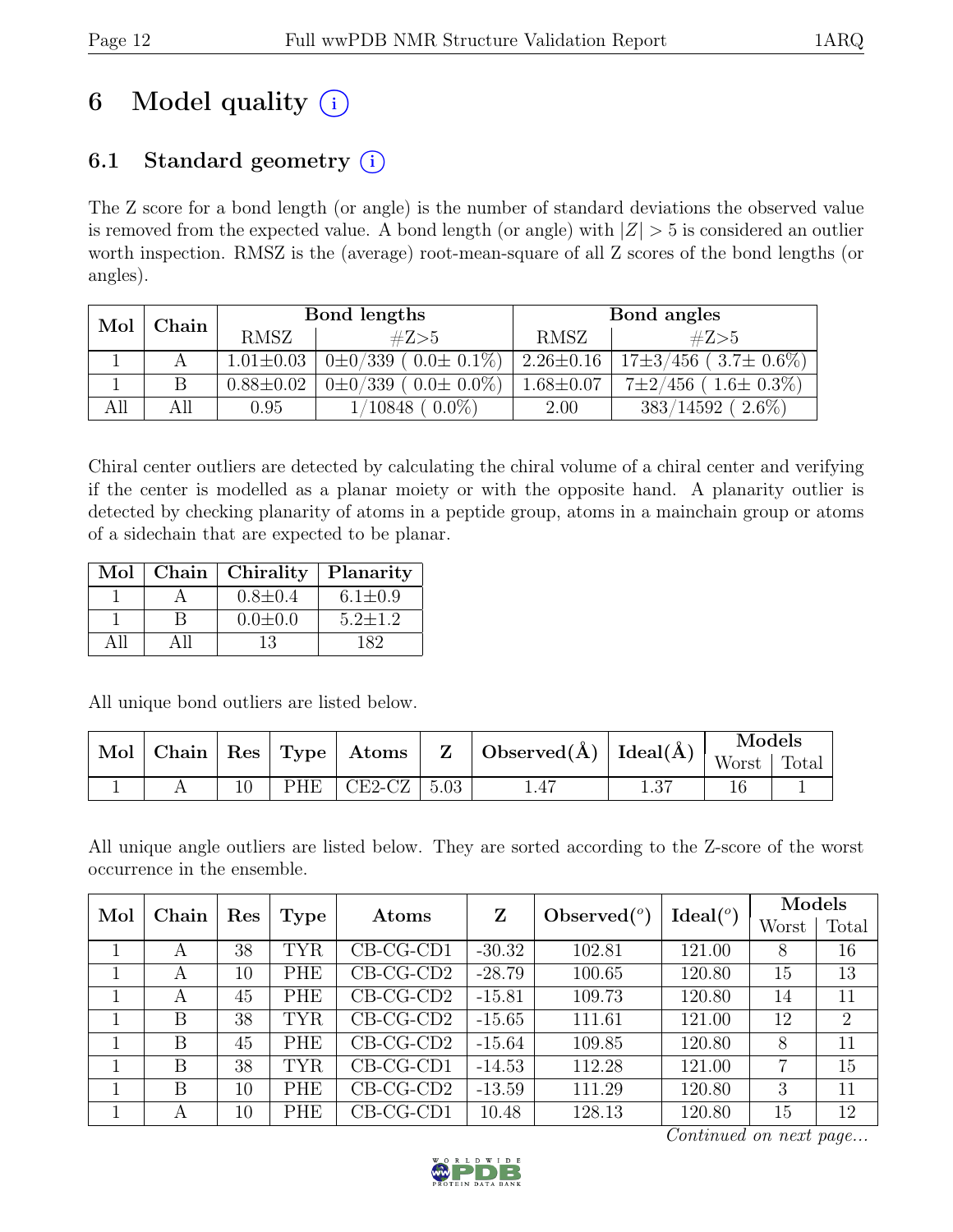# 6 Model quality (i)

## 6.1 Standard geometry (i)

The Z score for a bond length (or angle) is the number of standard deviations the observed value is removed from the expected value. A bond length (or angle) with $|Z| > 5$ is considered an outlier worth inspection. RMSZ is the (average) root-mean-square of all Z scores of the bond lengths (or angles).

| Mol | Chain | Bond lengths | | Bond angles | |
|---|---|---|---|---|---|
| | | RMSZ | #Z>5 | RMSZ | #Z>5 |
| 1 | A | 1.01±0.03 | 0±0/339 ( 0.0± 0.1%) | 2.26±0.16 | 17±3/456 ( 3.7± 0.6%) |
| 1 | B | 0.88±0.02 | 0±0/339 ( 0.0± 0.0%) | 1.68±0.07 | 7±2/456 ( 1.6± 0.3%) |
| All | All | 0.95 | 1/10848 ( 0.0%) | 2.00 | 383/14592 ( 2.6%) |

Chiral center outliers are detected by calculating the chiral volume of a chiral center and verifying if the center is modelled as a planar moiety or with the opposite hand. A planarity outlier is detected by checking planarity of atoms in a peptide group, atoms in a mainchain group or atoms of a sidechain that are expected to be planar.

| Mol | Chain | Chirality | Planarity |
|---|---|---|---|
| 1 | A | 0.8±0.4 | 6.1±0.9 |
| 1 | B | 0.0±0.0 | 5.2±1.2 |
| All | All | 13 | 182 |

All unique bond outliers are listed below.

| Mol | Chain | Res | Type | Atoms | Z | Observed(Å) | Ideal(Å) | Models | |
|---|---|---|---|---|---|---|---|---|---|
| | | | | | | | | Worst | Total |
| 1 | A | 10 | PHE | CE2-CZ | 5.03 | 1.47 | 1.37 | 16 | 1 |

All unique angle outliers are listed below. They are sorted according to the Z-score of the worst occurrence in the ensemble.

| Mol | Chain | Res | Type | Atoms | Z | Observed(°) | Ideal(°) | Models | |
|---|---|---|---|---|---|---|---|---|---|
| | | | | | | | | Worst | Total |
| 1 | A | 38 | TYR | CB-CG-CD1 | -30.32 | 102.81 | 121.00 | 8 | 16 |
| 1 | A | 10 | PHE | CB-CG-CD2 | -28.79 | 100.65 | 120.80 | 15 | 13 |
| 1 | A | 45 | PHE | CB-CG-CD2 | -15.81 | 109.73 | 120.80 | 14 | 11 |
| 1 | B | 38 | TYR | CB-CG-CD2 | -15.65 | 111.61 | 121.00 | 12 | 2 |
| 1 | B | 45 | PHE | CB-CG-CD2 | -15.64 | 109.85 | 120.80 | 8 | 11 |
| 1 | B | 38 | TYR | CB-CG-CD1 | -14.53 | 112.28 | 121.00 | 7 | 15 |
| 1 | B | 10 | PHE | CB-CG-CD2 | -13.59 | 111.29 | 120.80 | 3 | 11 |
| 1 | A | 10 | PHE | CB-CG-CD1 | 10.48 | 128.13 | 120.80 | 15 | 12 |

*Continued on next page...*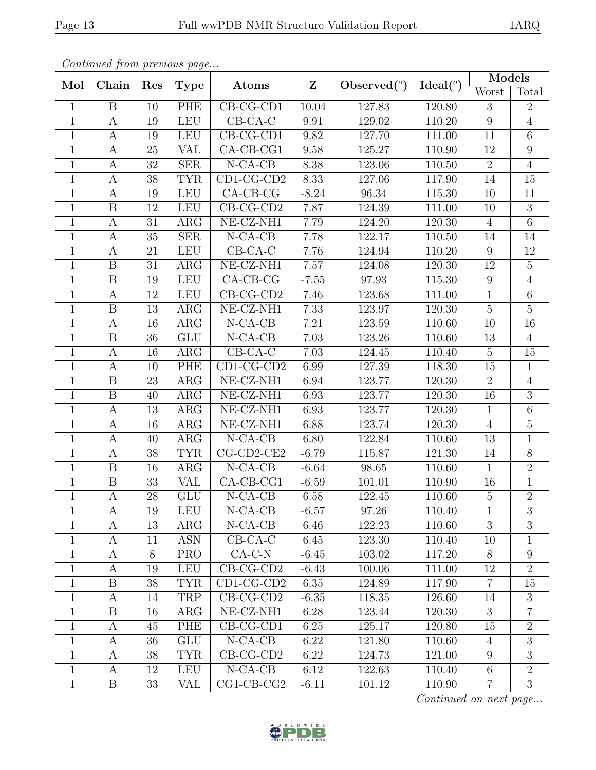*Continued from previous page...*

| Mol | Chain | Res | Type | Atoms | Z | Observed(°) | Ideal(°) | Models | |
|---|---|---|---|---|---|---|---|---|---|
| | | | | | | | | Worst | Total |
| 1 | B | 10 | PHE | CB-CG-CD1 | 10.04 | 127.83 | 120.80 | 3 | 2 |
| 1 | A | 19 | LEU | CB-CA-C | 9.91 | 129.02 | 110.20 | 9 | 4 |
| 1 | A | 19 | LEU | CB-CG-CD1 | 9.82 | 127.70 | 111.00 | 11 | 6 |
| 1 | A | 25 | VAL | CA-CB-CG1 | 9.58 | 125.27 | 110.90 | 12 | 9 |
| 1 | A | 32 | SER | N-CA-CB | 8.38 | 123.06 | 110.50 | 2 | 4 |
| 1 | A | 38 | TYR | CD1-CG-CD2 | 8.33 | 127.06 | 117.90 | 14 | 15 |
| 1 | A | 19 | LEU | CA-CB-CG | -8.24 | 96.34 | 115.30 | 10 | 11 |
| 1 | B | 12 | LEU | CB-CG-CD2 | 7.87 | 124.39 | 111.00 | 10 | 3 |
| 1 | A | 31 | ARG | NE-CZ-NH1 | 7.79 | 124.20 | 120.30 | 4 | 6 |
| 1 | A | 35 | SER | N-CA-CB | 7.78 | 122.17 | 110.50 | 14 | 14 |
| 1 | A | 21 | LEU | CB-CA-C | 7.76 | 124.94 | 110.20 | 9 | 12 |
| 1 | B | 31 | ARG | NE-CZ-NH1 | 7.57 | 124.08 | 120.30 | 12 | 5 |
| 1 | B | 19 | LEU | CA-CB-CG | -7.55 | 97.93 | 115.30 | 9 | 4 |
| 1 | A | 12 | LEU | CB-CG-CD2 | 7.46 | 123.68 | 111.00 | 1 | 6 |
| 1 | B | 13 | ARG | NE-CZ-NH1 | 7.33 | 123.97 | 120.30 | 5 | 5 |
| 1 | A | 16 | ARG | N-CA-CB | 7.21 | 123.59 | 110.60 | 10 | 16 |
| 1 | B | 36 | GLU | N-CA-CB | 7.03 | 123.26 | 110.60 | 13 | 4 |
| 1 | A | 16 | ARG | CB-CA-C | 7.03 | 124.45 | 110.40 | 5 | 15 |
| 1 | A | 10 | PHE | CD1-CG-CD2 | 6.99 | 127.39 | 118.30 | 15 | 1 |
| 1 | B | 23 | ARG | NE-CZ-NH1 | 6.94 | 123.77 | 120.30 | 2 | 4 |
| 1 | B | 40 | ARG | NE-CZ-NH1 | 6.93 | 123.77 | 120.30 | 16 | 3 |
| 1 | A | 13 | ARG | NE-CZ-NH1 | 6.93 | 123.77 | 120.30 | 1 | 6 |
| 1 | A | 16 | ARG | NE-CZ-NH1 | 6.88 | 123.74 | 120.30 | 4 | 5 |
| 1 | A | 40 | ARG | N-CA-CB | 6.80 | 122.84 | 110.60 | 13 | 1 |
| 1 | A | 38 | TYR | CG-CD2-CE2 | -6.79 | 115.87 | 121.30 | 14 | 8 |
| 1 | B | 16 | ARG | N-CA-CB | -6.64 | 98.65 | 110.60 | 1 | 2 |
| 1 | B | 33 | VAL | CA-CB-CG1 | -6.59 | 101.01 | 110.90 | 16 | 1 |
| 1 | A | 28 | GLU | N-CA-CB | 6.58 | 122.45 | 110.60 | 5 | 2 |
| 1 | A | 19 | LEU | N-CA-CB | -6.57 | 97.26 | 110.40 | 1 | 3 |
| 1 | A | 13 | ARG | N-CA-CB | 6.46 | 122.23 | 110.60 | 3 | 3 |
| 1 | A | 11 | ASN | CB-CA-C | 6.45 | 123.30 | 110.40 | 10 | 1 |
| 1 | A | 8 | PRO | CA-C-N | -6.45 | 103.02 | 117.20 | 8 | 9 |
| 1 | A | 19 | LEU | CB-CG-CD2 | -6.43 | 100.06 | 111.00 | 12 | 2 |
| 1 | B | 38 | TYR | CD1-CG-CD2 | 6.35 | 124.89 | 117.90 | 7 | 15 |
| 1 | A | 14 | TRP | CB-CG-CD2 | -6.35 | 118.35 | 126.60 | 14 | 3 |
| 1 | B | 16 | ARG | NE-CZ-NH1 | 6.28 | 123.44 | 120.30 | 3 | 7 |
| 1 | A | 45 | PHE | CB-CG-CD1 | 6.25 | 125.17 | 120.80 | 15 | 2 |
| 1 | A | 36 | GLU | N-CA-CB | 6.22 | 121.80 | 110.60 | 4 | 3 |
| 1 | A | 38 | TYR | CB-CG-CD2 | 6.22 | 124.73 | 121.00 | 9 | 3 |
| 1 | A | 12 | LEU | N-CA-CB | 6.12 | 122.63 | 110.40 | 6 | 2 |
| 1 | B | 33 | VAL | CG1-CB-CG2 | -6.11 | 101.12 | 110.90 | 7 | 3 |

*Continued on next page...*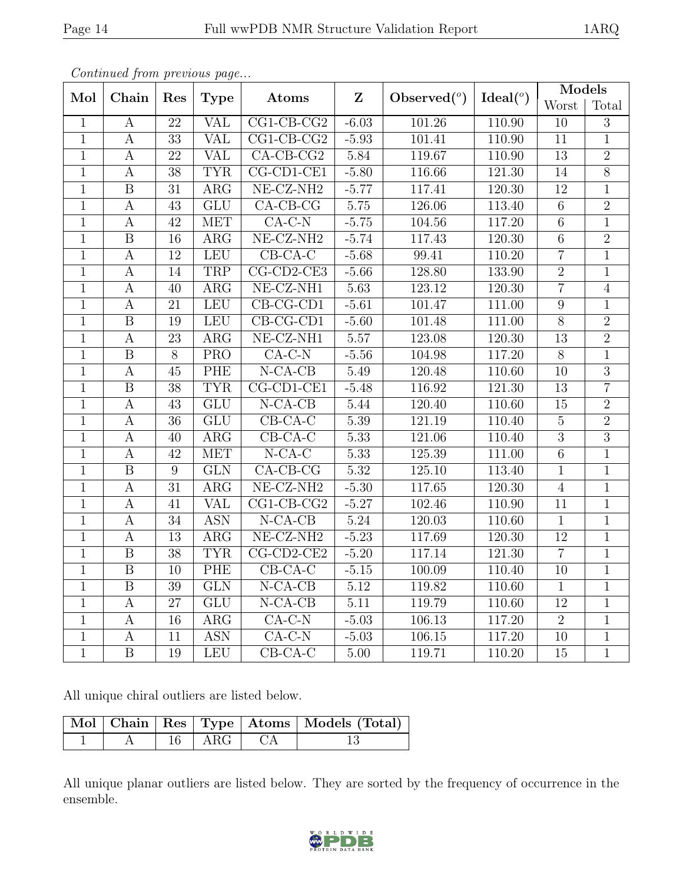*Continued from previous page...*

| Mol | Chain | Res | Type | Atoms | Z | Observed(°) | Ideal(°) | Models | |
|---|---|---|---|---|---|---|---|---|---|
| | | | | | | | | Worst | Total |
| 1 | A | 22 | VAL | CG1-CB-CG2 | -6.03 | 101.26 | 110.90 | 10 | 3 |
| 1 | A | 33 | VAL | CG1-CB-CG2 | -5.93 | 101.41 | 110.90 | 11 | 1 |
| 1 | A | 22 | VAL | CA-CB-CG2 | 5.84 | 119.67 | 110.90 | 13 | 2 |
| 1 | A | 38 | TYR | CG-CD1-CE1 | -5.80 | 116.66 | 121.30 | 14 | 8 |
| 1 | B | 31 | ARG | NE-CZ-NH2 | -5.77 | 117.41 | 120.30 | 12 | 1 |
| 1 | A | 43 | GLU | CA-CB-CG | 5.75 | 126.06 | 113.40 | 6 | 2 |
| 1 | A | 42 | MET | CA-C-N | -5.75 | 104.56 | 117.20 | 6 | 1 |
| 1 | B | 16 | ARG | NE-CZ-NH2 | -5.74 | 117.43 | 120.30 | 6 | 2 |
| 1 | A | 12 | LEU | CB-CA-C | -5.68 | 99.41 | 110.20 | 7 | 1 |
| 1 | A | 14 | TRP | CG-CD2-CE3 | -5.66 | 128.80 | 133.90 | 2 | 1 |
| 1 | A | 40 | ARG | NE-CZ-NH1 | 5.63 | 123.12 | 120.30 | 7 | 4 |
| 1 | A | 21 | LEU | CB-CG-CD1 | -5.61 | 101.47 | 111.00 | 9 | 1 |
| 1 | B | 19 | LEU | CB-CG-CD1 | -5.60 | 101.48 | 111.00 | 8 | 2 |
| 1 | A | 23 | ARG | NE-CZ-NH1 | 5.57 | 123.08 | 120.30 | 13 | 2 |
| 1 | B | 8 | PRO | CA-C-N | -5.56 | 104.98 | 117.20 | 8 | 1 |
| 1 | A | 45 | PHE | N-CA-CB | 5.49 | 120.48 | 110.60 | 10 | 3 |
| 1 | B | 38 | TYR | CG-CD1-CE1 | -5.48 | 116.92 | 121.30 | 13 | 7 |
| 1 | A | 43 | GLU | N-CA-CB | 5.44 | 120.40 | 110.60 | 15 | 2 |
| 1 | A | 36 | GLU | CB-CA-C | 5.39 | 121.19 | 110.40 | 5 | 2 |
| 1 | A | 40 | ARG | CB-CA-C | 5.33 | 121.06 | 110.40 | 3 | 3 |
| 1 | A | 42 | MET | N-CA-C | 5.33 | 125.39 | 111.00 | 6 | 1 |
| 1 | B | 9 | GLN | CA-CB-CG | 5.32 | 125.10 | 113.40 | 1 | 1 |
| 1 | A | 31 | ARG | NE-CZ-NH2 | -5.30 | 117.65 | 120.30 | 4 | 1 |
| 1 | A | 41 | VAL | CG1-CB-CG2 | -5.27 | 102.46 | 110.90 | 11 | 1 |
| 1 | A | 34 | ASN | N-CA-CB | 5.24 | 120.03 | 110.60 | 1 | 1 |
| 1 | A | 13 | ARG | NE-CZ-NH2 | -5.23 | 117.69 | 120.30 | 12 | 1 |
| 1 | B | 38 | TYR | CG-CD2-CE2 | -5.20 | 117.14 | 121.30 | 7 | 1 |
| 1 | B | 10 | PHE | CB-CA-C | -5.15 | 100.09 | 110.40 | 10 | 1 |
| 1 | B | 39 | GLN | N-CA-CB | 5.12 | 119.82 | 110.60 | 1 | 1 |
| 1 | A | 27 | GLU | N-CA-CB | 5.11 | 119.79 | 110.60 | 12 | 1 |
| 1 | A | 16 | ARG | CA-C-N | -5.03 | 106.13 | 117.20 | 2 | 1 |
| 1 | A | 11 | ASN | CA-C-N | -5.03 | 106.15 | 117.20 | 10 | 1 |
| 1 | B | 19 | LEU | CB-CA-C | 5.00 | 119.71 | 110.20 | 15 | 1 |

All unique chiral outliers are listed below.

| Mol | Chain | Res | Type | Atoms | Models (Total) |
|---|---|---|---|---|---|
| 1 | A | 16 | ARG | CA | 13 |

All unique planar outliers are listed below. They are sorted by the frequency of occurrence in the ensemble.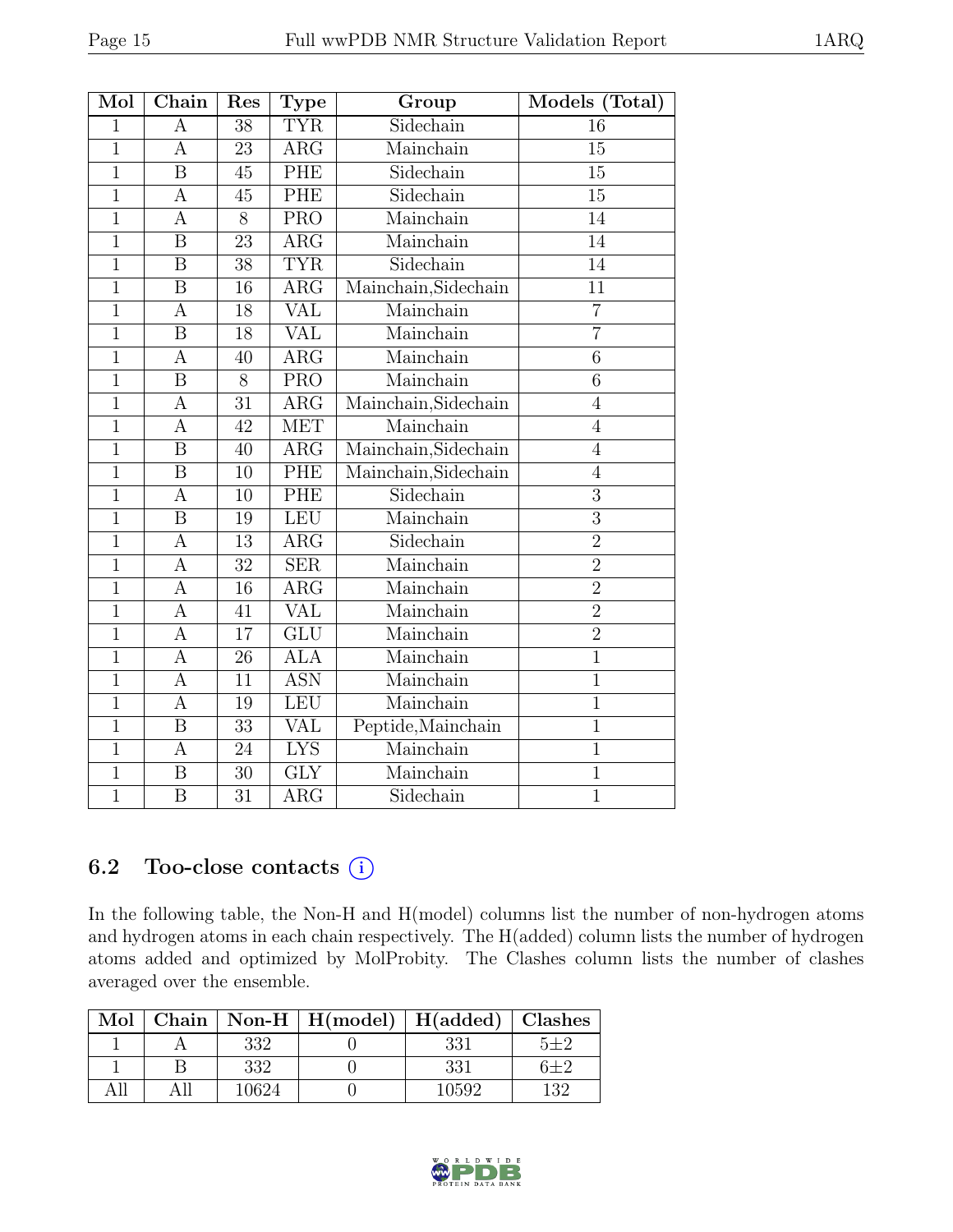| Mol | Chain | Res | Type | Group | Models (Total) |
|---|---|---|---|---|---|
| 1 | A | 38 | TYR | Sidechain | 16 |
| 1 | A | 23 | ARG | Mainchain | 15 |
| 1 | B | 45 | PHE | Sidechain | 15 |
| 1 | A | 45 | PHE | Sidechain | 15 |
| 1 | A | 8 | PRO | Mainchain | 14 |
| 1 | B | 23 | ARG | Mainchain | 14 |
| 1 | B | 38 | TYR | Sidechain | 14 |
| 1 | B | 16 | ARG | Mainchain,Sidechain | 11 |
| 1 | A | 18 | VAL | Mainchain | 7 |
| 1 | B | 18 | VAL | Mainchain | 7 |
| 1 | A | 40 | ARG | Mainchain | 6 |
| 1 | B | 8 | PRO | Mainchain | 6 |
| 1 | A | 31 | ARG | Mainchain,Sidechain | 4 |
| 1 | A | 42 | MET | Mainchain | 4 |
| 1 | B | 40 | ARG | Mainchain,Sidechain | 4 |
| 1 | B | 10 | PHE | Mainchain,Sidechain | 4 |
| 1 | A | 10 | PHE | Sidechain | 3 |
| 1 | B | 19 | LEU | Mainchain | 3 |
| 1 | A | 13 | ARG | Sidechain | 2 |
| 1 | A | 32 | SER | Mainchain | 2 |
| 1 | A | 16 | ARG | Mainchain | 2 |
| 1 | A | 41 | VAL | Mainchain | 2 |
| 1 | A | 17 | GLU | Mainchain | 2 |
| 1 | A | 26 | ALA | Mainchain | 1 |
| 1 | A | 11 | ASN | Mainchain | 1 |
| 1 | A | 19 | LEU | Mainchain | 1 |
| 1 | B | 33 | VAL | Peptide,Mainchain | 1 |
| 1 | A | 24 | LYS | Mainchain | 1 |
| 1 | B | 30 | GLY | Mainchain | 1 |
| 1 | B | 31 | ARG | Sidechain | 1 |

## 6.2 Too-close contacts (i)

In the following table, the Non-H and H(model) columns list the number of non-hydrogen atoms and hydrogen atoms in each chain respectively. The H(added) column lists the number of hydrogen atoms added and optimized by MolProbity. The Clashes column lists the number of clashes averaged over the ensemble.

| Mol | Chain | Non-H | H(model) | H(added) | Clashes |
|---|---|---|---|---|---|
| 1 | A | 332 | 0 | 331 | 5±2 |
| 1 | B | 332 | 0 | 331 | 6±2 |
| All | All | 10624 | 0 | 10592 | 132 |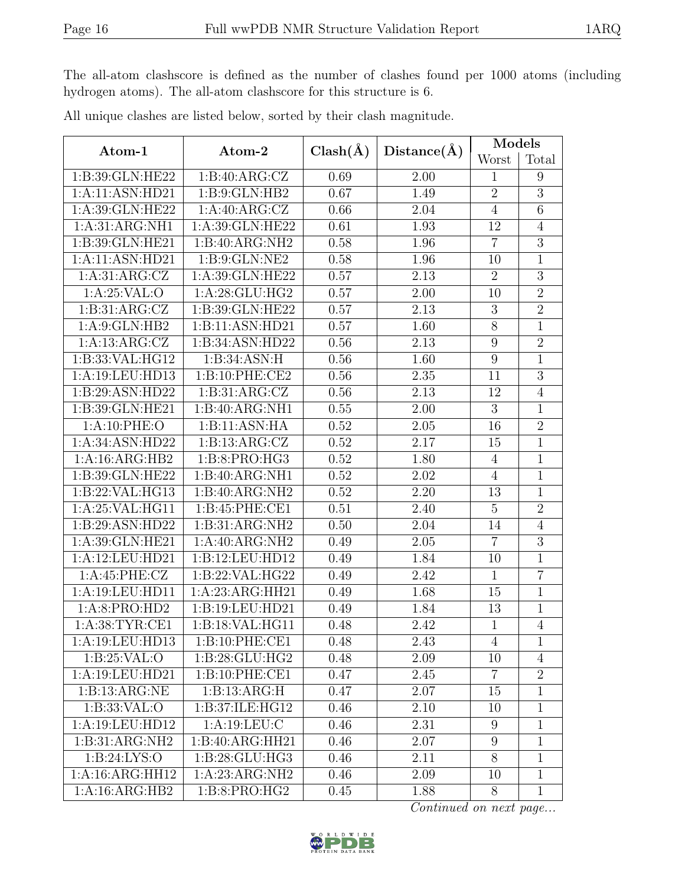The all-atom clashscore is defined as the number of clashes found per 1000 atoms (including hydrogen atoms). The all-atom clashscore for this structure is 6.

All unique clashes are listed below, sorted by their clash magnitude.

| Atom-1 | Atom-2 | Clash(Å) | Distance(Å) | Models | |
|---|---|---|---|---|---|
| | | | | Worst | Total |
| 1:B:39:GLN:HE22 | 1:B:40:ARG:CZ | 0.69 | 2.00 | 1 | 9 |
| 1:A:11:ASN:HD21 | 1:B:9:GLN:HB2 | 0.67 | 1.49 | 2 | 3 |
| 1:A:39:GLN:HE22 | 1:A:40:ARG:CZ | 0.66 | 2.04 | 4 | 6 |
| 1:A:31:ARG:NH1 | 1:A:39:GLN:HE22 | 0.61 | 1.93 | 12 | 4 |
| 1:B:39:GLN:HE21 | 1:B:40:ARG:NH2 | 0.58 | 1.96 | 7 | 3 |
| 1:A:11:ASN:HD21 | 1:B:9:GLN:NE2 | 0.58 | 1.96 | 10 | 1 |
| 1:A:31:ARG:CZ | 1:A:39:GLN:HE22 | 0.57 | 2.13 | 2 | 3 |
| 1:A:25:VAL:O | 1:A:28:GLU:HG2 | 0.57 | 2.00 | 10 | 2 |
| 1:B:31:ARG:CZ | 1:B:39:GLN:HE22 | 0.57 | 2.13 | 3 | 2 |
| 1:A:9:GLN:HB2 | 1:B:11:ASN:HD21 | 0.57 | 1.60 | 8 | 1 |
| 1:A:13:ARG:CZ | 1:B:34:ASN:HD22 | 0.56 | 2.13 | 9 | 2 |
| 1:B:33:VAL:HG12 | 1:B:34:ASN:H | 0.56 | 1.60 | 9 | 1 |
| 1:A:19:LEU:HD13 | 1:B:10:PHE:CE2 | 0.56 | 2.35 | 11 | 3 |
| 1:B:29:ASN:HD22 | 1:B:31:ARG:CZ | 0.56 | 2.13 | 12 | 4 |
| 1:B:39:GLN:HE21 | 1:B:40:ARG:NH1 | 0.55 | 2.00 | 3 | 1 |
| 1:A:10:PHE:O | 1:B:11:ASN:HA | 0.52 | 2.05 | 16 | 2 |
| 1:A:34:ASN:HD22 | 1:B:13:ARG:CZ | 0.52 | 2.17 | 15 | 1 |
| 1:A:16:ARG:HB2 | 1:B:8:PRO:HG3 | 0.52 | 1.80 | 4 | 1 |
| 1:B:39:GLN:HE22 | 1:B:40:ARG:NH1 | 0.52 | 2.02 | 4 | 1 |
| 1:B:22:VAL:HG13 | 1:B:40:ARG:NH2 | 0.52 | 2.20 | 13 | 1 |
| 1:A:25:VAL:HG11 | 1:B:45:PHE:CE1 | 0.51 | 2.40 | 5 | 2 |
| 1:B:29:ASN:HD22 | 1:B:31:ARG:NH2 | 0.50 | 2.04 | 14 | 4 |
| 1:A:39:GLN:HE21 | 1:A:40:ARG:NH2 | 0.49 | 2.05 | 7 | 3 |
| 1:A:12:LEU:HD21 | 1:B:12:LEU:HD12 | 0.49 | 1.84 | 10 | 1 |
| 1:A:45:PHE:CZ | 1:B:22:VAL:HG22 | 0.49 | 2.42 | 1 | 7 |
| 1:A:19:LEU:HD11 | 1:A:23:ARG:HH21 | 0.49 | 1.68 | 15 | 1 |
| 1:A:8:PRO:HD2 | 1:B:19:LEU:HD21 | 0.49 | 1.84 | 13 | 1 |
| 1:A:38:TYR:CE1 | 1:B:18:VAL:HG11 | 0.48 | 2.42 | 1 | 4 |
| 1:A:19:LEU:HD13 | 1:B:10:PHE:CE1 | 0.48 | 2.43 | 4 | 1 |
| 1:B:25:VAL:O | 1:B:28:GLU:HG2 | 0.48 | 2.09 | 10 | 4 |
| 1:A:19:LEU:HD21 | 1:B:10:PHE:CE1 | 0.47 | 2.45 | 7 | 2 |
| 1:B:13:ARG:NE | 1:B:13:ARG:H | 0.47 | 2.07 | 15 | 1 |
| 1:B:33:VAL:O | 1:B:37:ILE:HG12 | 0.46 | 2.10 | 10 | 1 |
| 1:A:19:LEU:HD12 | 1:A:19:LEU:C | 0.46 | 2.31 | 9 | 1 |
| 1:B:31:ARG:NH2 | 1:B:40:ARG:HH21 | 0.46 | 2.07 | 9 | 1 |
| 1:B:24:LYS:O | 1:B:28:GLU:HG3 | 0.46 | 2.11 | 8 | 1 |
| 1:A:16:ARG:HH12 | 1:A:23:ARG:NH2 | 0.46 | 2.09 | 10 | 1 |
| 1:A:16:ARG:HB2 | 1:B:8:PRO:HG2 | 0.45 | 1.88 | 8 | 1 |

*Continued on next page...*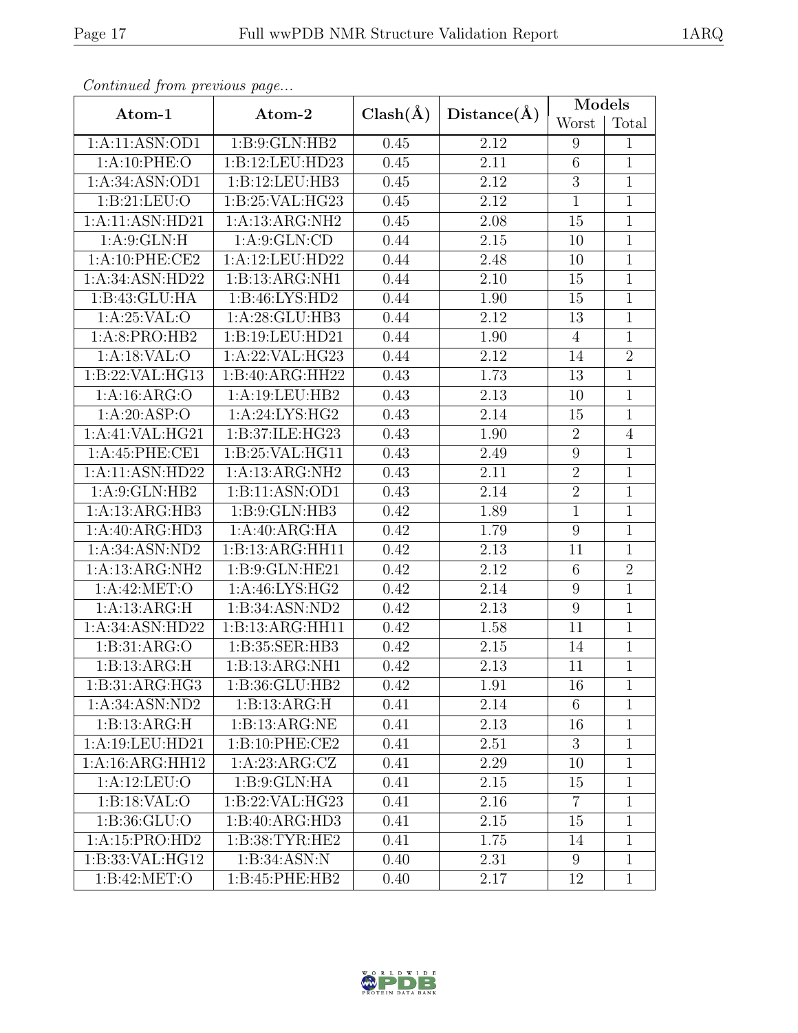*Continued from previous page...*

| Atom-1 | Atom-2 | Clash(Å) | Distance(Å) | Models | |
|---|---|---|---|---|---|
| | | | | Worst | Total |
| 1:A:11:ASN:OD1 | 1:B:9:GLN:HB2 | 0.45 | 2.12 | 9 | 1 |
| 1:A:10:PHE:O | 1:B:12:LEU:HD23 | 0.45 | 2.11 | 6 | 1 |
| 1:A:34:ASN:OD1 | 1:B:12:LEU:HB3 | 0.45 | 2.12 | 3 | 1 |
| 1:B:21:LEU:O | 1:B:25:VAL:HG23 | 0.45 | 2.12 | 1 | 1 |
| 1:A:11:ASN:HD21 | 1:A:13:ARG:NH2 | 0.45 | 2.08 | 15 | 1 |
| 1:A:9:GLN:H | 1:A:9:GLN:CD | 0.44 | 2.15 | 10 | 1 |
| 1:A:10:PHE:CE2 | 1:A:12:LEU:HD22 | 0.44 | 2.48 | 10 | 1 |
| 1:A:34:ASN:HD22 | 1:B:13:ARG:NH1 | 0.44 | 2.10 | 15 | 1 |
| 1:B:43:GLU:HA | 1:B:46:LYS:HD2 | 0.44 | 1.90 | 15 | 1 |
| 1:A:25:VAL:O | 1:A:28:GLU:HB3 | 0.44 | 2.12 | 13 | 1 |
| 1:A:8:PRO:HB2 | 1:B:19:LEU:HD21 | 0.44 | 1.90 | 4 | 1 |
| 1:A:18:VAL:O | 1:A:22:VAL:HG23 | 0.44 | 2.12 | 14 | 2 |
| 1:B:22:VAL:HG13 | 1:B:40:ARG:HH22 | 0.43 | 1.73 | 13 | 1 |
| 1:A:16:ARG:O | 1:A:19:LEU:HB2 | 0.43 | 2.13 | 10 | 1 |
| 1:A:20:ASP:O | 1:A:24:LYS:HG2 | 0.43 | 2.14 | 15 | 1 |
| 1:A:41:VAL:HG21 | 1:B:37:ILE:HG23 | 0.43 | 1.90 | 2 | 4 |
| 1:A:45:PHE:CE1 | 1:B:25:VAL:HG11 | 0.43 | 2.49 | 9 | 1 |
| 1:A:11:ASN:HD22 | 1:A:13:ARG:NH2 | 0.43 | 2.11 | 2 | 1 |
| 1:A:9:GLN:HB2 | 1:B:11:ASN:OD1 | 0.43 | 2.14 | 2 | 1 |
| 1:A:13:ARG:HB3 | 1:B:9:GLN:HB3 | 0.42 | 1.89 | 1 | 1 |
| 1:A:40:ARG:HD3 | 1:A:40:ARG:HA | 0.42 | 1.79 | 9 | 1 |
| 1:A:34:ASN:ND2 | 1:B:13:ARG:HH11 | 0.42 | 2.13 | 11 | 1 |
| 1:A:13:ARG:NH2 | 1:B:9:GLN:HE21 | 0.42 | 2.12 | 6 | 2 |
| 1:A:42:MET:O | 1:A:46:LYS:HG2 | 0.42 | 2.14 | 9 | 1 |
| 1:A:13:ARG:H | 1:B:34:ASN:ND2 | 0.42 | 2.13 | 9 | 1 |
| 1:A:34:ASN:HD22 | 1:B:13:ARG:HH11 | 0.42 | 1.58 | 11 | 1 |
| 1:B:31:ARG:O | 1:B:35:SER:HB3 | 0.42 | 2.15 | 14 | 1 |
| 1:B:13:ARG:H | 1:B:13:ARG:NH1 | 0.42 | 2.13 | 11 | 1 |
| 1:B:31:ARG:HG3 | 1:B:36:GLU:HB2 | 0.42 | 1.91 | 16 | 1 |
| 1:A:34:ASN:ND2 | 1:B:13:ARG:H | 0.41 | 2.14 | 6 | 1 |
| 1:B:13:ARG:H | 1:B:13:ARG:NE | 0.41 | 2.13 | 16 | 1 |
| 1:A:19:LEU:HD21 | 1:B:10:PHE:CE2 | 0.41 | 2.51 | 3 | 1 |
| 1:A:16:ARG:HH12 | 1:A:23:ARG:CZ | 0.41 | 2.29 | 10 | 1 |
| 1:A:12:LEU:O | 1:B:9:GLN:HA | 0.41 | 2.15 | 15 | 1 |
| 1:B:18:VAL:O | 1:B:22:VAL:HG23 | 0.41 | 2.16 | 7 | 1 |
| 1:B:36:GLU:O | 1:B:40:ARG:HD3 | 0.41 | 2.15 | 15 | 1 |
| 1:A:15:PRO:HD2 | 1:B:38:TYR:HE2 | 0.41 | 1.75 | 14 | 1 |
| 1:B:33:VAL:HG12 | 1:B:34:ASN:N | 0.40 | 2.31 | 9 | 1 |
| 1:B:42:MET:O | 1:B:45:PHE:HB2 | 0.40 | 2.17 | 12 | 1 |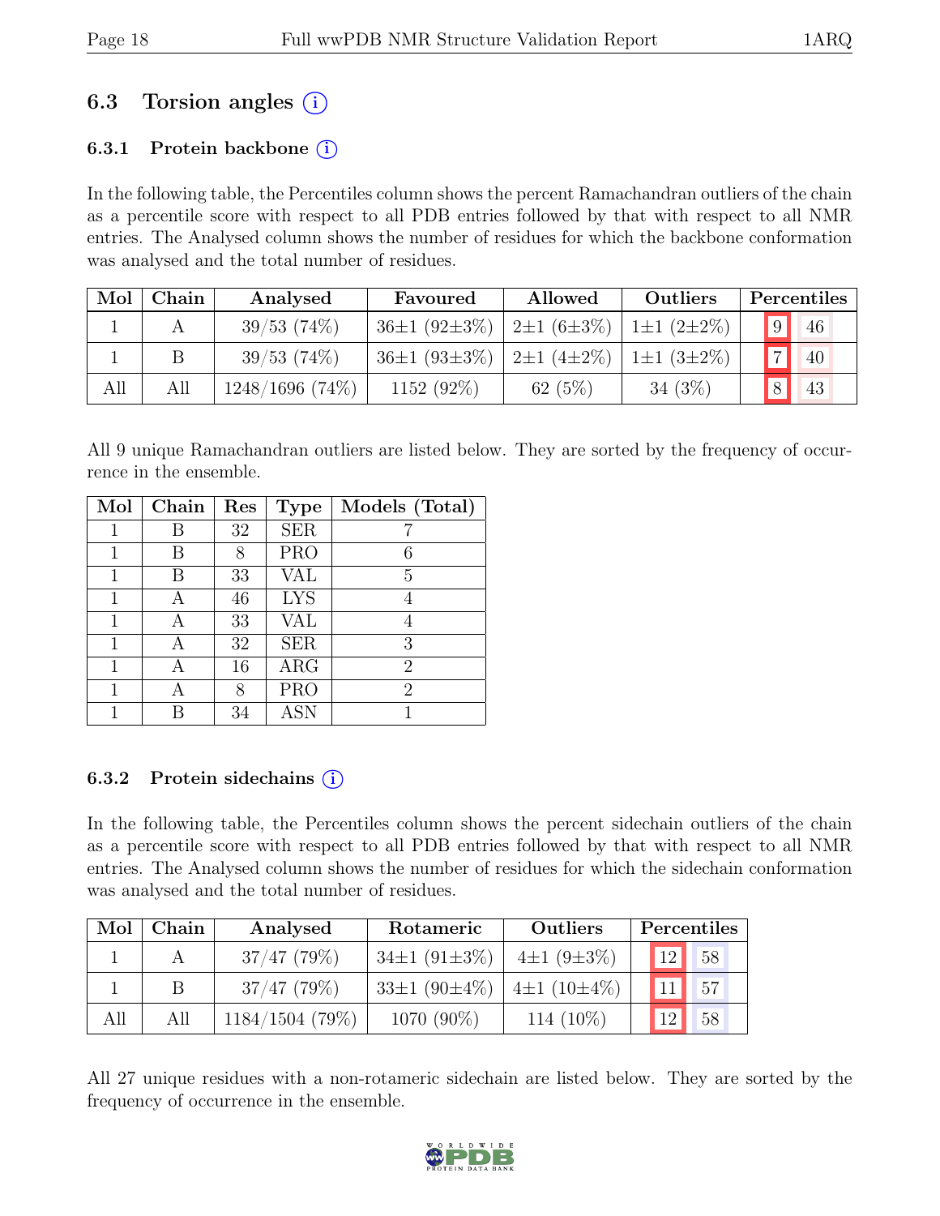## 6.3 Torsion angles (i)

### 6.3.1 Protein backbone (i)

In the following table, the Percentiles column shows the percent Ramachandran outliers of the chain as a percentile score with respect to all PDB entries followed by that with respect to all NMR entries. The Analysed column shows the number of residues for which the backbone conformation was analysed and the total number of residues.

| Mol | Chain | Analysed | Favoured | Allowed | Outliers | Percentiles | |
|---|---|---|---|---|---|---|---|
| 1 | A | 39/53 (74%) | 36±1 (92±3%) | 2±1 (6±3%) | 1±1 (2±2%) | 9 | 46 |
| 1 | B | 39/53 (74%) | 36±1 (93±3%) | 2±1 (4±2%) | 1±1 (3±2%) | 7 | 40 |
| All | All | 1248/1696 (74%) | 1152 (92%) | 62 (5%) | 34 (3%) | 8 | 43 |

All 9 unique Ramachandran outliers are listed below. They are sorted by the frequency of occurrence in the ensemble.

| Mol | Chain | Res | Type | Models (Total) |
|---|---|---|---|---|
| 1 | B | 32 | SER | 7 |
| 1 | B | 8 | PRO | 6 |
| 1 | B | 33 | VAL | 5 |
| 1 | A | 46 | LYS | 4 |
| 1 | A | 33 | VAL | 4 |
| 1 | A | 32 | SER | 3 |
| 1 | A | 16 | ARG | 2 |
| 1 | A | 8 | PRO | 2 |
| 1 | B | 34 | ASN | 1 |

### 6.3.2 Protein sidechains (i)

In the following table, the Percentiles column shows the percent sidechain outliers of the chain as a percentile score with respect to all PDB entries followed by that with respect to all NMR entries. The Analysed column shows the number of residues for which the sidechain conformation was analysed and the total number of residues.

| Mol | Chain | Analysed | Rotameric | Outliers | Percentiles | |
|---|---|---|---|---|---|---|
| 1 | A | 37/47 (79%) | 34±1 (91±3%) | 4±1 (9±3%) | 12 | 58 |
| 1 | B | 37/47 (79%) | 33±1 (90±4%) | 4±1 (10±4%) | 11 | 57 |
| All | All | 1184/1504 (79%) | 1070 (90%) | 114 (10%) | 12 | 58 |

All 27 unique residues with a non-rotameric sidechain are listed below. They are sorted by the frequency of occurrence in the ensemble.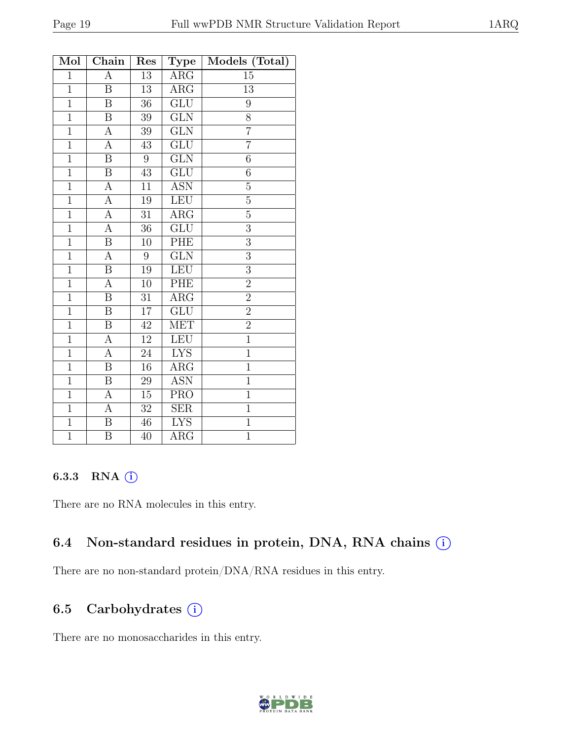| Mol | Chain | Res | Type | Models (Total) |
| --- | --- | --- | --- | --- |
| 1 | A | 13 | ARG | 15 |
| 1 | B | 13 | ARG | 13 |
| 1 | B | 36 | GLU | 9 |
| 1 | B | 39 | GLN | 8 |
| 1 | A | 39 | GLN | 7 |
| 1 | A | 43 | GLU | 7 |
| 1 | B | 9 | GLN | 6 |
| 1 | B | 43 | GLU | 6 |
| 1 | A | 11 | ASN | 5 |
| 1 | A | 19 | LEU | 5 |
| 1 | A | 31 | ARG | 5 |
| 1 | A | 36 | GLU | 3 |
| 1 | B | 10 | PHE | 3 |
| 1 | A | 9 | GLN | 3 |
| 1 | B | 19 | LEU | 3 |
| 1 | A | 10 | PHE | 2 |
| 1 | B | 31 | ARG | 2 |
| 1 | B | 17 | GLU | 2 |
| 1 | B | 42 | MET | 2 |
| 1 | A | 12 | LEU | 1 |
| 1 | A | 24 | LYS | 1 |
| 1 | B | 16 | ARG | 1 |
| 1 | B | 29 | ASN | 1 |
| 1 | A | 15 | PRO | 1 |
| 1 | A | 32 | SER | 1 |
| 1 | B | 46 | LYS | 1 |
| 1 | B | 40 | ARG | 1 |

#### 6.3.3 RNA

There are no RNA molecules in this entry.

### 6.4 Non-standard residues in protein, DNA, RNA chains

There are no non-standard protein/DNA/RNA residues in this entry.

### 6.5 Carbohydrates

There are no monosaccharides in this entry.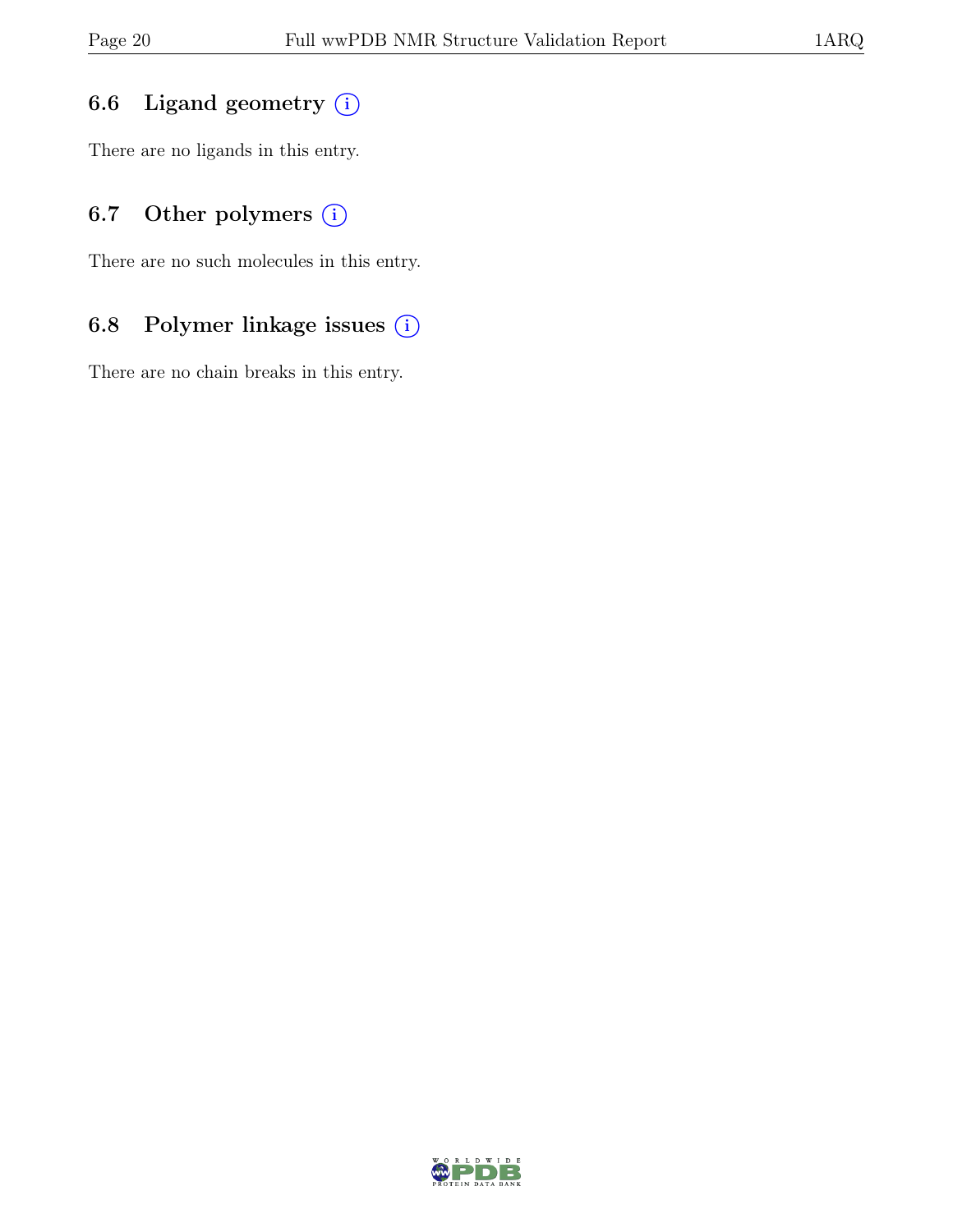### 6.6 Ligand geometry (i)

There are no ligands in this entry.

### 6.7 Other polymers (i)

There are no such molecules in this entry.

### 6.8 Polymer linkage issues (i)

There are no chain breaks in this entry.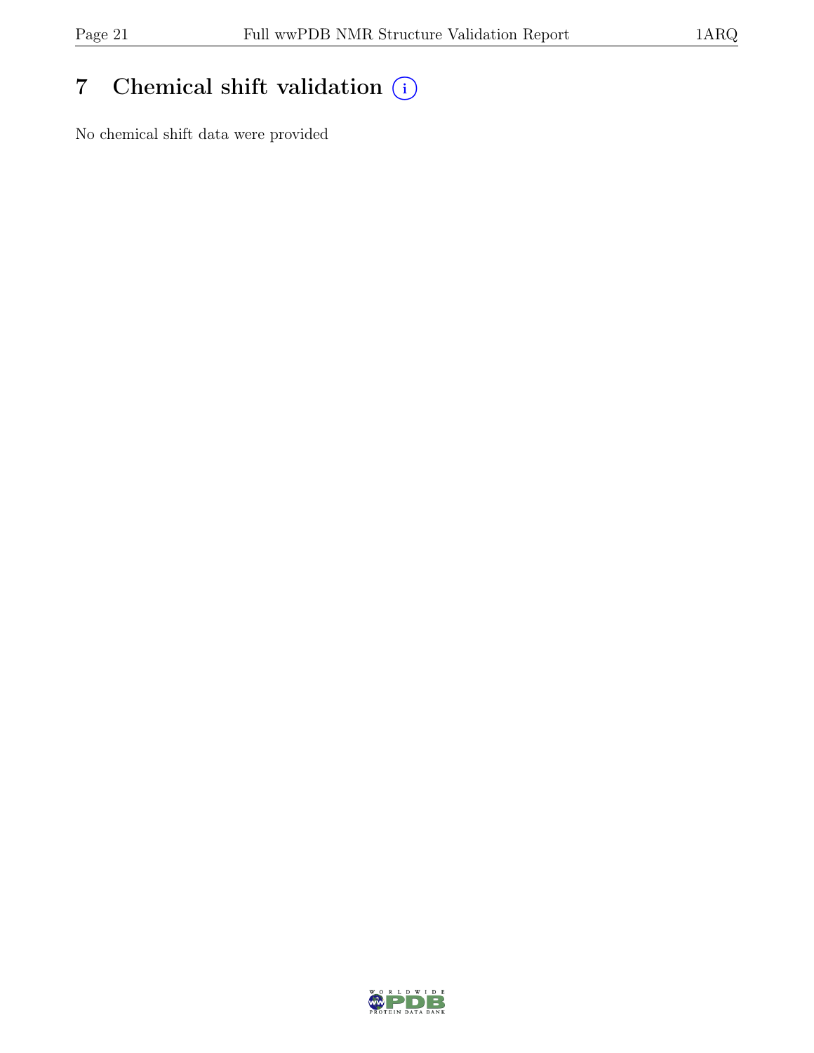# 7 Chemical shift validation

No chemical shift data were provided